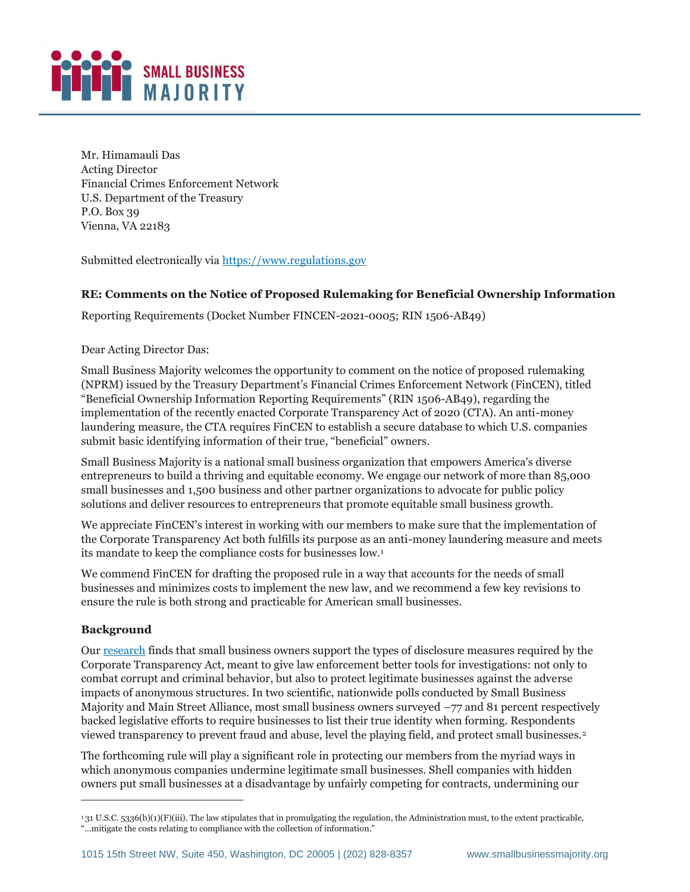Mr. Himamauli Das
Acting Director
Financial Crimes Enforcement Network
U.S. Department of the Treasury
P.O. Box 39
Vienna, VA 22183

Submitted electronically via [https://www.regulations.gov](https://www.regulations.gov)

**RE: Comments on the Notice of Proposed Rulemaking for Beneficial Ownership Information**

Reporting Requirements (Docket Number FINCEN-2021-0005; RIN 1506-AB49)

Dear Acting Director Das:

Small Business Majority welcomes the opportunity to comment on the notice of proposed rulemaking (NPRM) issued by the Treasury Department's Financial Crimes Enforcement Network (FinCEN), titled "Beneficial Ownership Information Reporting Requirements" (RIN 1506-AB49), regarding the implementation of the recently enacted Corporate Transparency Act of 2020 (CTA). An anti-money laundering measure, the CTA requires FinCEN to establish a secure database to which U.S. companies submit basic identifying information of their true, "beneficial" owners.

Small Business Majority is a national small business organization that empowers America's diverse entrepreneurs to build a thriving and equitable economy. We engage our network of more than 85,000 small businesses and 1,500 business and other partner organizations to advocate for public policy solutions and deliver resources to entrepreneurs that promote equitable small business growth.

We appreciate FinCEN's interest in working with our members to make sure that the implementation of the Corporate Transparency Act both fulfills its purpose as an anti-money laundering measure and meets its mandate to keep the compliance costs for businesses low.[1]

We commend FinCEN for drafting the proposed rule in a way that accounts for the needs of small businesses and minimizes costs to implement the new law, and we recommend a few key revisions to ensure the rule is both strong and practicable for American small businesses.

**Background**

Our [research](research) finds that small business owners support the types of disclosure measures required by the Corporate Transparency Act, meant to give law enforcement better tools for investigations: not only to combat corrupt and criminal behavior, but also to protect legitimate businesses against the adverse impacts of anonymous structures. In two scientific, nationwide polls conducted by Small Business Majority and Main Street Alliance, most small business owners surveyed –77 and 81 percent respectively backed legislative efforts to require businesses to list their true identity when forming. Respondents viewed transparency to prevent fraud and abuse, level the playing field, and protect small businesses.[2]

The forthcoming rule will play a significant role in protecting our members from the myriad ways in which anonymous companies undermine legitimate small businesses. Shell companies with hidden owners put small businesses at a disadvantage by unfairly competing for contracts, undermining our

---

[1] 31 U.S.C. 5336(b)(1)(F)(iii). The law stipulates that in promulgating the regulation, the Administration must, to the extent practicable, "...mitigate the costs relating to compliance with the collection of information."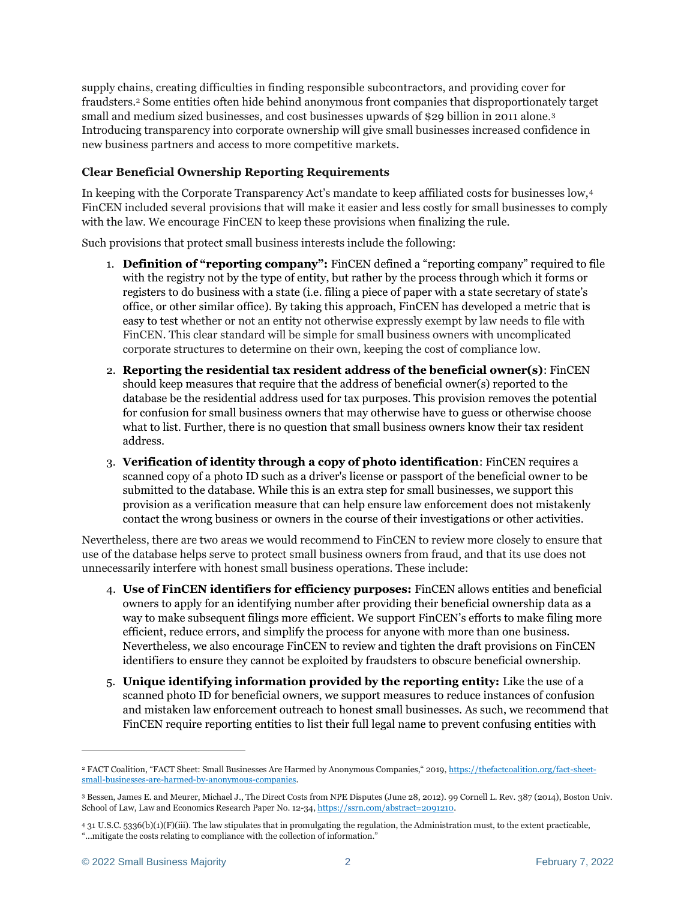supply chains, creating difficulties in finding responsible subcontractors, and providing cover for fraudsters.[2] Some entities often hide behind anonymous front companies that disproportionately target small and medium sized businesses, and cost businesses upwards of $29 billion in 2011 alone.[3] Introducing transparency into corporate ownership will give small businesses increased confidence in new business partners and access to more competitive markets.

**Clear Beneficial Ownership Reporting Requirements**

In keeping with the Corporate Transparency Act's mandate to keep affiliated costs for businesses low,[4] FinCEN included several provisions that will make it easier and less costly for small businesses to comply with the law. We encourage FinCEN to keep these provisions when finalizing the rule.

Such provisions that protect small business interests include the following:

1. **Definition of "reporting company":** FinCEN defined a "reporting company" required to file with the registry not by the type of entity, but rather by the process through which it forms or registers to do business with a state (i.e. filing a piece of paper with a state secretary of state's office, or other similar office). By taking this approach, FinCEN has developed a metric that is easy to test whether or not an entity not otherwise expressly exempt by law needs to file with FinCEN. This clear standard will be simple for small business owners with uncomplicated corporate structures to determine on their own, keeping the cost of compliance low.
2. **Reporting the residential tax resident address of the beneficial owner(s)**: FinCEN should keep measures that require that the address of beneficial owner(s) reported to the database be the residential address used for tax purposes. This provision removes the potential for confusion for small business owners that may otherwise have to guess or otherwise choose what to list. Further, there is no question that small business owners know their tax resident address.
3. **Verification of identity through a copy of photo identification**: FinCEN requires a scanned copy of a photo ID such as a driver's license or passport of the beneficial owner to be submitted to the database. While this is an extra step for small businesses, we support this provision as a verification measure that can help ensure law enforcement does not mistakenly contact the wrong business or owners in the course of their investigations or other activities.

Nevertheless, there are two areas we would recommend to FinCEN to review more closely to ensure that use of the database helps serve to protect small business owners from fraud, and that its use does not unnecessarily interfere with honest small business operations. These include:

4. **Use of FinCEN identifiers for efficiency purposes:** FinCEN allows entities and beneficial owners to apply for an identifying number after providing their beneficial ownership data as a way to make subsequent filings more efficient. We support FinCEN's efforts to make filing more efficient, reduce errors, and simplify the process for anyone with more than one business. Nevertheless, we also encourage FinCEN to review and tighten the draft provisions on FinCEN identifiers to ensure they cannot be exploited by fraudsters to obscure beneficial ownership.
5. **Unique identifying information provided by the reporting entity:** Like the use of a scanned photo ID for beneficial owners, we support measures to reduce instances of confusion and mistaken law enforcement outreach to honest small businesses. As such, we recommend that FinCEN require reporting entities to list their full legal name to prevent confusing entities with

---

[2] FACT Coalition, "FACT Sheet: Small Businesses Are Harmed by Anonymous Companies," 2019, https://thefactcoalition.org/fact-sheet-small-businesses-are-harmed-by-anonymous-companies.

[3] Bessen, James E. and Meurer, Michael J., The Direct Costs from NPE Disputes (June 28, 2012). 99 Cornell L. Rev. 387 (2014), Boston Univ. School of Law, Law and Economics Research Paper No. 12-34, https://ssrn.com/abstract=2091210.

[4] 31 U.S.C. 5336(b)(1)(F)(iii). The law stipulates that in promulgating the regulation, the Administration must, to the extent practicable, "…mitigate the costs relating to compliance with the collection of information."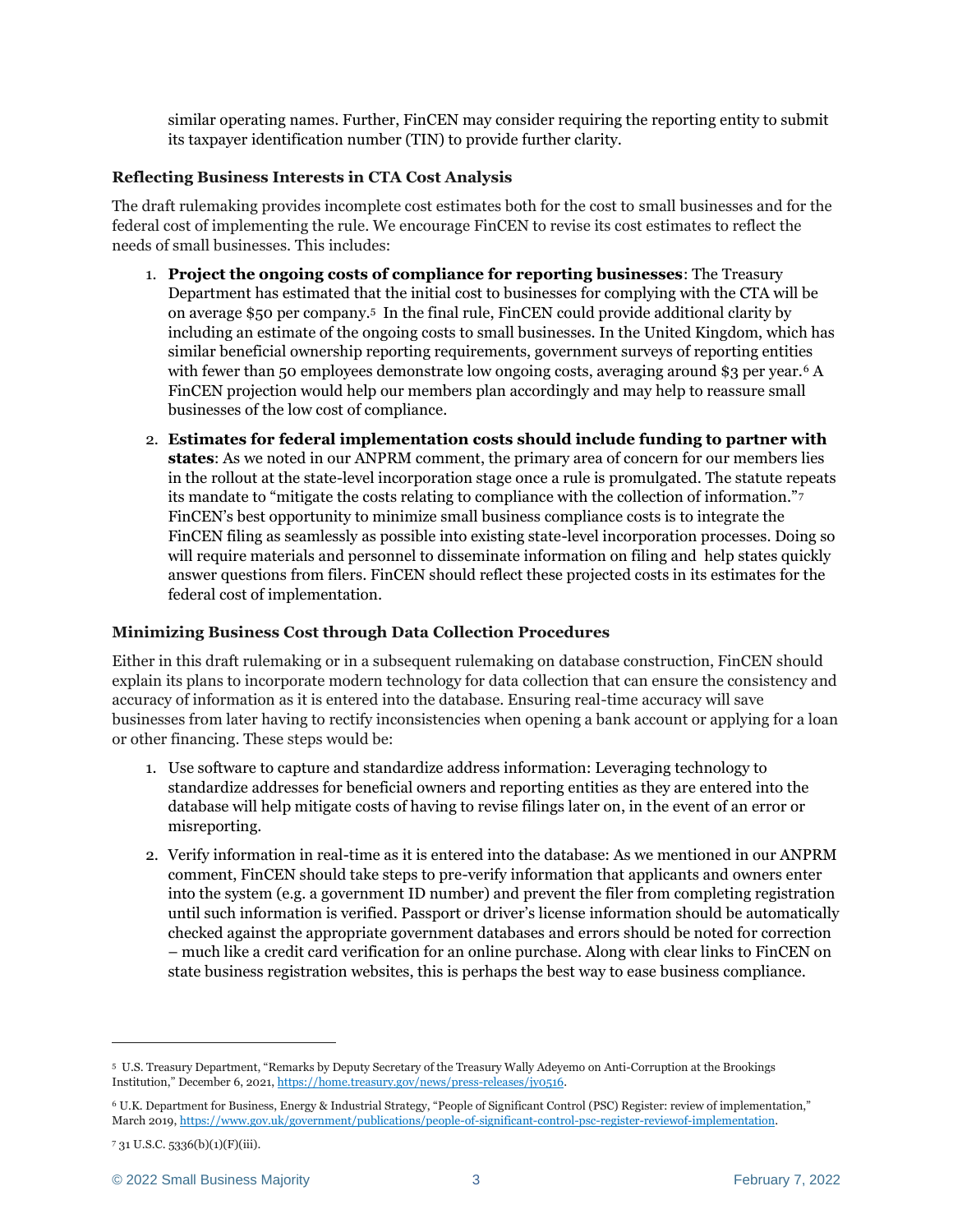similar operating names. Further, FinCEN may consider requiring the reporting entity to submit its taxpayer identification number (TIN) to provide further clarity.

### Reflecting Business Interests in CTA Cost Analysis

The draft rulemaking provides incomplete cost estimates both for the cost to small businesses and for the federal cost of implementing the rule. We encourage FinCEN to revise its cost estimates to reflect the needs of small businesses. This includes:

1. **Project the ongoing costs of compliance for reporting businesses**: The Treasury Department has estimated that the initial cost to businesses for complying with the CTA will be on average $50 per company.[5] In the final rule, FinCEN could provide additional clarity by including an estimate of the ongoing costs to small businesses. In the United Kingdom, which has similar beneficial ownership reporting requirements, government surveys of reporting entities with fewer than 50 employees demonstrate low ongoing costs, averaging around $3 per year.[6] A FinCEN projection would help our members plan accordingly and may help to reassure small businesses of the low cost of compliance.
2. **Estimates for federal implementation costs should include funding to partner with states**: As we noted in our ANPRM comment, the primary area of concern for our members lies in the rollout at the state-level incorporation stage once a rule is promulgated. The statute repeats its mandate to "mitigate the costs relating to compliance with the collection of information."[7] FinCEN's best opportunity to minimize small business compliance costs is to integrate the FinCEN filing as seamlessly as possible into existing state-level incorporation processes. Doing so will require materials and personnel to disseminate information on filing and help states quickly answer questions from filers. FinCEN should reflect these projected costs in its estimates for the federal cost of implementation.

### Minimizing Business Cost through Data Collection Procedures

Either in this draft rulemaking or in a subsequent rulemaking on database construction, FinCEN should explain its plans to incorporate modern technology for data collection that can ensure the consistency and accuracy of information as it is entered into the database. Ensuring real-time accuracy will save businesses from later having to rectify inconsistencies when opening a bank account or applying for a loan or other financing. These steps would be:

1. Use software to capture and standardize address information: Leveraging technology to standardize addresses for beneficial owners and reporting entities as they are entered into the database will help mitigate costs of having to revise filings later on, in the event of an error or misreporting.
2. Verify information in real-time as it is entered into the database: As we mentioned in our ANPRM comment, FinCEN should take steps to pre-verify information that applicants and owners enter into the system (e.g. a government ID number) and prevent the filer from completing registration until such information is verified. Passport or driver's license information should be automatically checked against the appropriate government databases and errors should be noted for correction – much like a credit card verification for an online purchase. Along with clear links to FinCEN on state business registration websites, this is perhaps the best way to ease business compliance.

---

[5] U.S. Treasury Department, "Remarks by Deputy Secretary of the Treasury Wally Adeyemo on Anti-Corruption at the Brookings Institution," December 6, 2021, https://home.treasury.gov/news/press-releases/jy0516.

[6] U.K. Department for Business, Energy & Industrial Strategy, "People of Significant Control (PSC) Register: review of implementation," March 2019, https://www.gov.uk/government/publications/people-of-significant-control-psc-register-reviewof-implementation.

[7] 31 U.S.C. 5336(b)(1)(F)(iii).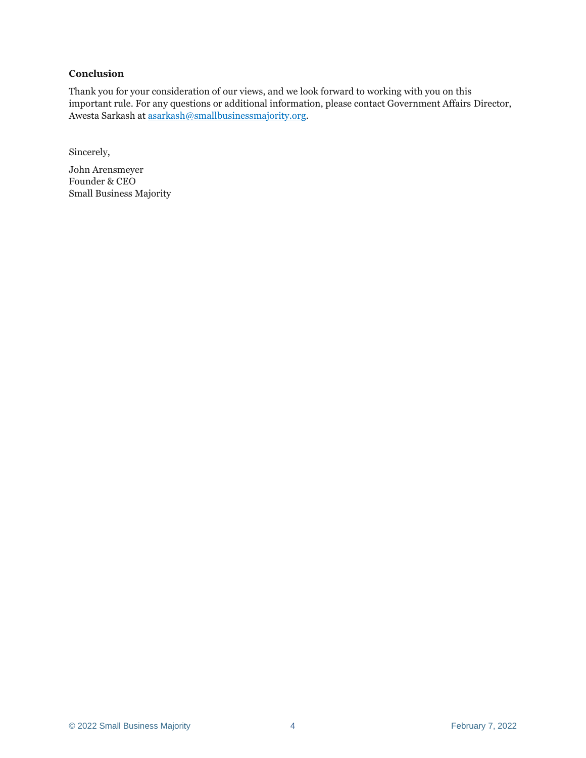**Conclusion**

Thank you for your consideration of our views, and we look forward to working with you on this important rule. For any questions or additional information, please contact Government Affairs Director, Awesta Sarkash at asarkash@smallbusinessmajority.org.

Sincerely,

John Arensmeyer
Founder & CEO
Small Business Majority